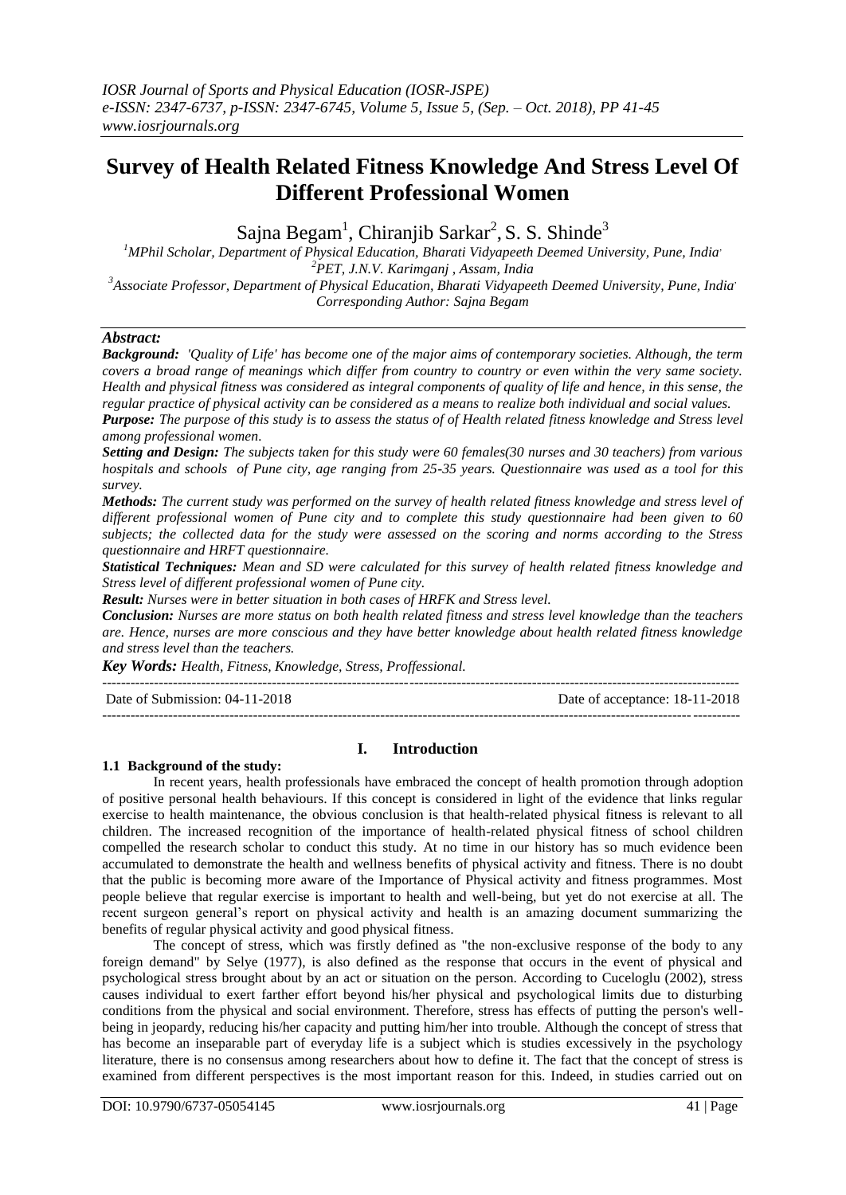# Survey of Health Related Fitness Knowledge And Stress Level Of Different Professional Women

Sajna Begam[1], Chiranjib Sarkar[2], S. S. Shinde[3]

[1]MPhil Scholar, Department of Physical Education, Bharati Vidyapeeth Deemed University, Pune, India

[2]PET, J.N.V. Karimganj , Assam, India

[3]Associate Professor, Department of Physical Education, Bharati Vidyapeeth Deemed University, Pune, India

Corresponding Author: Sajna Begam

***Abstract:***

***Background:*** *'Quality of Life' has become one of the major aims of contemporary societies. Although, the term covers a broad range of meanings which differ from country to country or even within the very same society. Health and physical fitness was considered as integral components of quality of life and hence, in this sense, the regular practice of physical activity can be considered as a means to realize both individual and social values.*

***Purpose:*** *The purpose of this study is to assess the status of of Health related fitness knowledge and Stress level among professional women.*

***Setting and Design:*** *The subjects taken for this study were 60 females(30 nurses and 30 teachers) from various hospitals and schools of Pune city, age ranging from 25-35 years. Questionnaire was used as a tool for this survey.*

***Methods:*** *The current study was performed on the survey of health related fitness knowledge and stress level of different professional women of Pune city and to complete this study questionnaire had been given to 60 subjects; the collected data for the study were assessed on the scoring and norms according to the Stress questionnaire and HRFT questionnaire.*

***Statistical Techniques:*** *Mean and SD were calculated for this survey of health related fitness knowledge and Stress level of different professional women of Pune city.*

***Result:*** *Nurses were in better situation in both cases of HRFK and Stress level.*

***Conclusion:*** *Nurses are more status on both health related fitness and stress level knowledge than the teachers are. Hence, nurses are more conscious and they have better knowledge about health related fitness knowledge and stress level than the teachers.*

***Key Words:*** *Health, Fitness, Knowledge, Stress, Proffessional.*

---

Date of Submission: 04-11-2018 Date of acceptance: 18-11-2018

---

## I. Introduction

### 1.1 Background of the study:

In recent years, health professionals have embraced the concept of health promotion through adoption of positive personal health behaviours. If this concept is considered in light of the evidence that links regular exercise to health maintenance, the obvious conclusion is that health-related physical fitness is relevant to all children. The increased recognition of the importance of health-related physical fitness of school children compelled the research scholar to conduct this study. At no time in our history has so much evidence been accumulated to demonstrate the health and wellness benefits of physical activity and fitness. There is no doubt that the public is becoming more aware of the Importance of Physical activity and fitness programmes. Most people believe that regular exercise is important to health and well-being, but yet do not exercise at all. The recent surgeon general's report on physical activity and health is an amazing document summarizing the benefits of regular physical activity and good physical fitness.

The concept of stress, which was firstly defined as "the non-exclusive response of the body to any foreign demand" by Selye (1977), is also defined as the response that occurs in the event of physical and psychological stress brought about by an act or situation on the person. According to Cuceloglu (2002), stress causes individual to exert farther effort beyond his/her physical and psychological limits due to disturbing conditions from the physical and social environment. Therefore, stress has effects of putting the person's well-being in jeopardy, reducing his/her capacity and putting him/her into trouble. Although the concept of stress that has become an inseparable part of everyday life is a subject which is studies excessively in the psychology literature, there is no consensus among researchers about how to define it. The fact that the concept of stress is examined from different perspectives is the most important reason for this. Indeed, in studies carried out on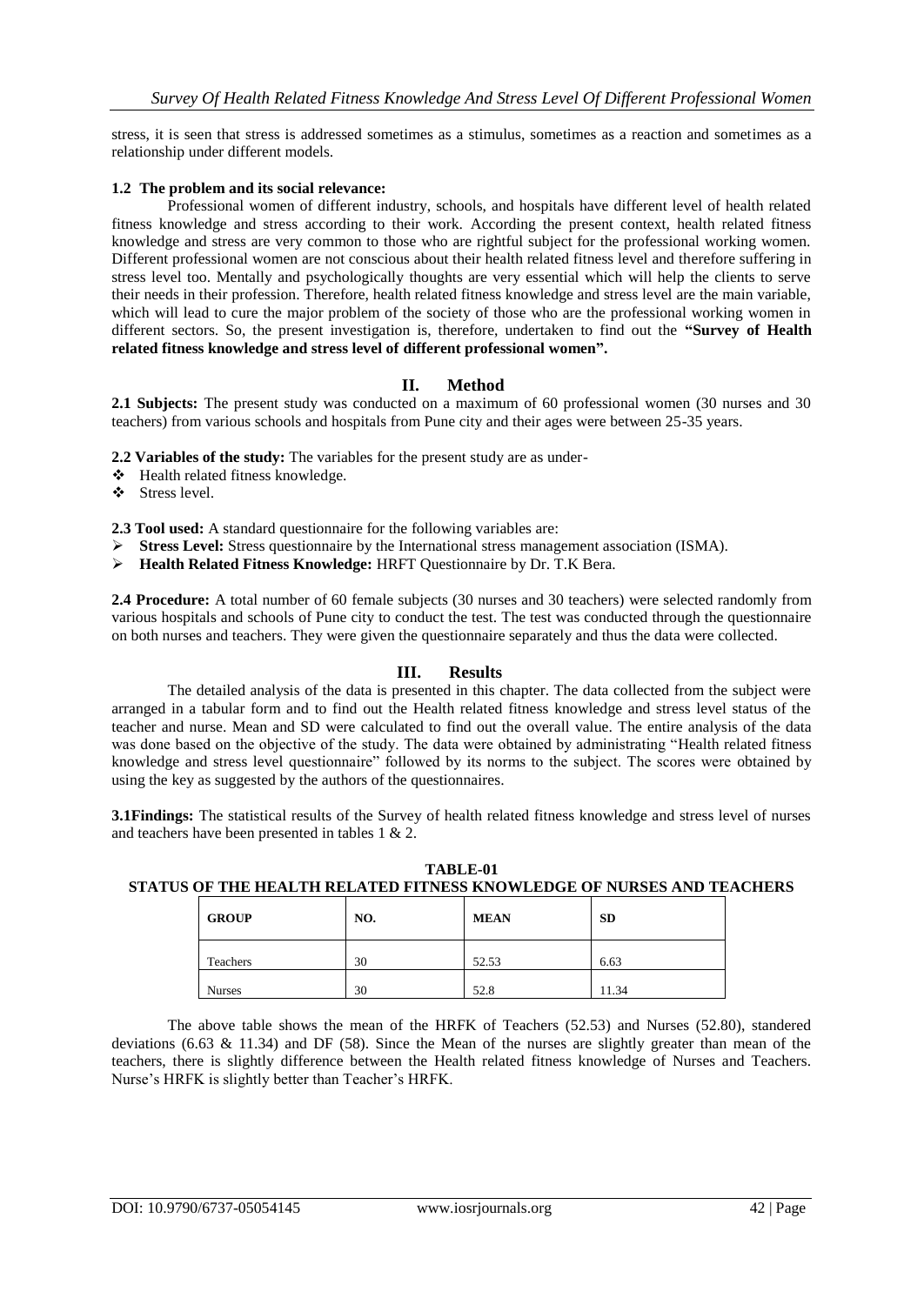stress, it is seen that stress is addressed sometimes as a stimulus, sometimes as a reaction and sometimes as a relationship under different models.

#### 1.2 The problem and its social relevance:

Professional women of different industry, schools, and hospitals have different level of health related fitness knowledge and stress according to their work. According the present context, health related fitness knowledge and stress are very common to those who are rightful subject for the professional working women. Different professional women are not conscious about their health related fitness level and therefore suffering in stress level too. Mentally and psychologically thoughts are very essential which will help the clients to serve their needs in their profession. Therefore, health related fitness knowledge and stress level are the main variable, which will lead to cure the major problem of the society of those who are the professional working women in different sectors. So, the present investigation is, therefore, undertaken to find out the **"Survey of Health related fitness knowledge and stress level of different professional women".**

## II. Method

**2.1 Subjects:** The present study was conducted on a maximum of 60 professional women (30 nurses and 30 teachers) from various schools and hospitals from Pune city and their ages were between 25-35 years.

**2.2 Variables of the study:** The variables for the present study are as under-

- Health related fitness knowledge.
- Stress level.

**2.3 Tool used:** A standard questionnaire for the following variables are:

- **Stress Level:** Stress questionnaire by the International stress management association (ISMA).
- **Health Related Fitness Knowledge:** HRFT Questionnaire by Dr. T.K Bera.

**2.4 Procedure:** A total number of 60 female subjects (30 nurses and 30 teachers) were selected randomly from various hospitals and schools of Pune city to conduct the test. The test was conducted through the questionnaire on both nurses and teachers. They were given the questionnaire separately and thus the data were collected.

## III. Results

The detailed analysis of the data is presented in this chapter. The data collected from the subject were arranged in a tabular form and to find out the Health related fitness knowledge and stress level status of the teacher and nurse. Mean and SD were calculated to find out the overall value. The entire analysis of the data was done based on the objective of the study. The data were obtained by administrating "Health related fitness knowledge and stress level questionnaire" followed by its norms to the subject. The scores were obtained by using the key as suggested by the authors of the questionnaires.

**3.1Findings:** The statistical results of the Survey of health related fitness knowledge and stress level of nurses and teachers have been presented in tables 1 & 2.

**TABLE-01**
**STATUS OF THE HEALTH RELATED FITNESS KNOWLEDGE OF NURSES AND TEACHERS**

| GROUP | NO. | MEAN | SD |
|---|---|---|---|
| Teachers | 30 | 52.53 | 6.63 |
| Nurses | 30 | 52.8 | 11.34 |

The above table shows the mean of the HRFK of Teachers (52.53) and Nurses (52.80), standered deviations (6.63 & 11.34) and DF (58). Since the Mean of the nurses are slightly greater than mean of the teachers, there is slightly difference between the Health related fitness knowledge of Nurses and Teachers. Nurse's HRFK is slightly better than Teacher's HRFK.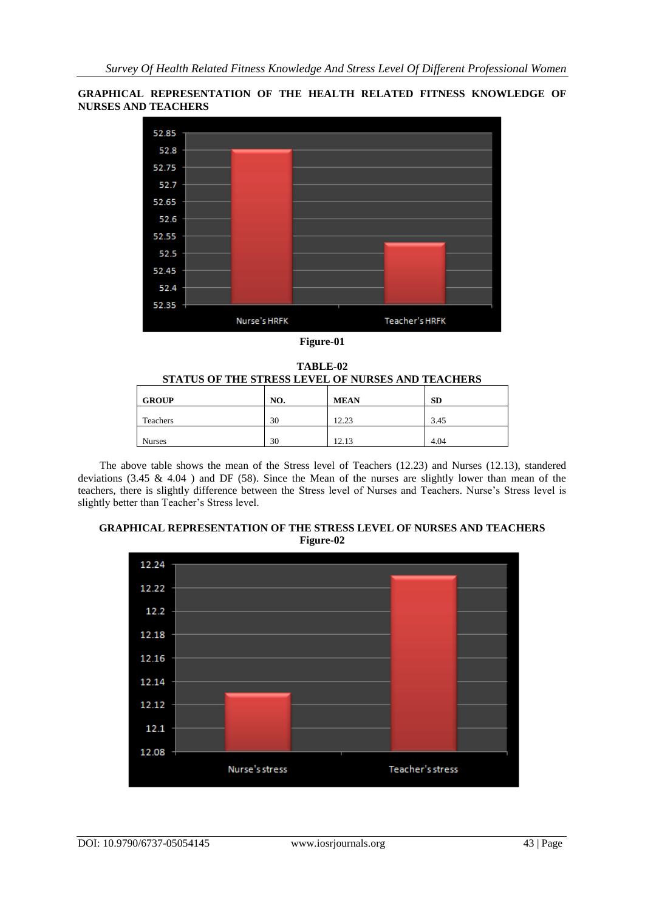**GRAPHICAL REPRESENTATION OF THE HEALTH RELATED FITNESS KNOWLEDGE OF NURSES AND TEACHERS**

**Figure-01**

**TABLE-02**
**STATUS OF THE STRESS LEVEL OF NURSES AND TEACHERS**

| GROUP | NO. | MEAN | SD |
|---|---|---|---|
| Teachers | 30 | 12.23 | 3.45 |
| Nurses | 30 | 12.13 | 4.04 |

The above table shows the mean of the Stress level of Teachers (12.23) and Nurses (12.13), standered deviations (3.45 & 4.04 ) and DF (58). Since the Mean of the nurses are slightly lower than mean of the teachers, there is slightly difference between the Stress level of Nurses and Teachers. Nurse's Stress level is slightly better than Teacher's Stress level.

**GRAPHICAL REPRESENTATION OF THE STRESS LEVEL OF NURSES AND TEACHERS**
**Figure-02**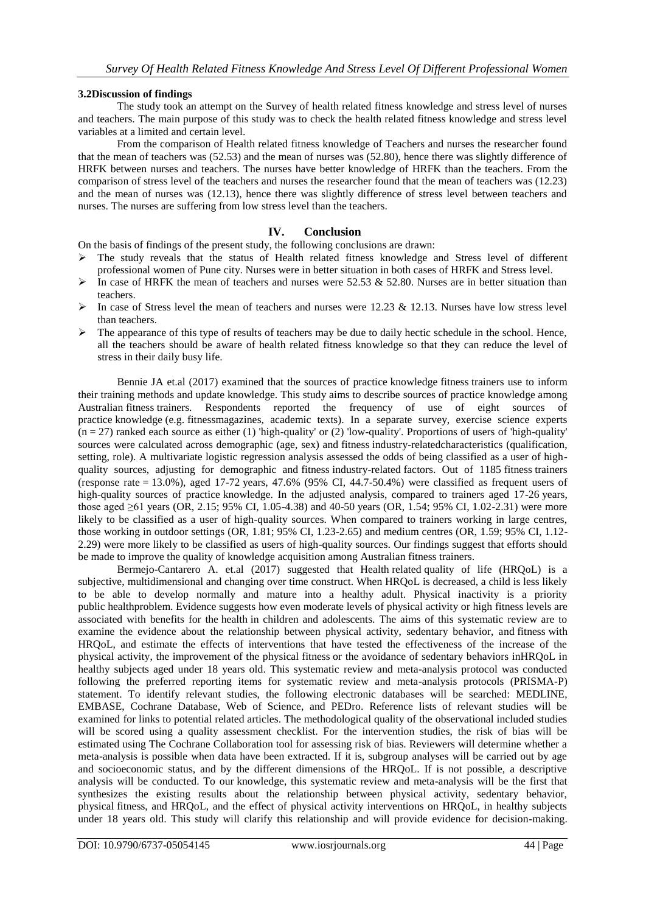### 3.2 Discussion of findings

The study took an attempt on the Survey of health related fitness knowledge and stress level of nurses and teachers. The main purpose of this study was to check the health related fitness knowledge and stress level variables at a limited and certain level.

From the comparison of Health related fitness knowledge of Teachers and nurses the researcher found that the mean of teachers was (52.53) and the mean of nurses was (52.80), hence there was slightly difference of HRFK between nurses and teachers. The nurses have better knowledge of HRFK than the teachers. From the comparison of stress level of the teachers and nurses the researcher found that the mean of teachers was (12.23) and the mean of nurses was (12.13), hence there was slightly difference of stress level between teachers and nurses. The nurses are suffering from low stress level than the teachers.

## IV. Conclusion

On the basis of findings of the present study, the following conclusions are drawn:

- The study reveals that the status of Health related fitness knowledge and Stress level of different professional women of Pune city. Nurses were in better situation in both cases of HRFK and Stress level.
- In case of HRFK the mean of teachers and nurses were 52.53 & 52.80. Nurses are in better situation than teachers.
- In case of Stress level the mean of teachers and nurses were 12.23 & 12.13. Nurses have low stress level than teachers.
- The appearance of this type of results of teachers may be due to daily hectic schedule in the school. Hence, all the teachers should be aware of health related fitness knowledge so that they can reduce the level of stress in their daily busy life.

Bennie JA et.al (2017) examined that the sources of practice knowledge fitness trainers use to inform their training methods and update knowledge. This study aims to describe sources of practice knowledge among Australian fitness trainers. Respondents reported the frequency of use of eight sources of practice knowledge (e.g. fitnessmagazines, academic texts). In a separate survey, exercise science experts (n = 27) ranked each source as either (1) 'high-quality' or (2) 'low-quality'. Proportions of users of 'high-quality' sources were calculated across demographic (age, sex) and fitness industry-relatedcharacteristics (qualification, setting, role). A multivariate logistic regression analysis assessed the odds of being classified as a user of high-quality sources, adjusting for demographic and fitness industry-related factors. Out of 1185 fitness trainers (response rate = 13.0%), aged 17-72 years, 47.6% (95% CI, 44.7-50.4%) were classified as frequent users of high-quality sources of practice knowledge. In the adjusted analysis, compared to trainers aged 17-26 years, those aged ≥61 years (OR, 2.15; 95% CI, 1.05-4.38) and 40-50 years (OR, 1.54; 95% CI, 1.02-2.31) were more likely to be classified as a user of high-quality sources. When compared to trainers working in large centres, those working in outdoor settings (OR, 1.81; 95% CI, 1.23-2.65) and medium centres (OR, 1.59; 95% CI, 1.12-2.29) were more likely to be classified as users of high-quality sources. Our findings suggest that efforts should be made to improve the quality of knowledge acquisition among Australian fitness trainers.

Bermejo-Cantarero A. et.al (2017) suggested that Health related quality of life (HRQoL) is a subjective, multidimensional and changing over time construct. When HRQoL is decreased, a child is less likely to be able to develop normally and mature into a healthy adult. Physical inactivity is a priority public healthproblem. Evidence suggests how even moderate levels of physical activity or high fitness levels are associated with benefits for the health in children and adolescents. The aims of this systematic review are to examine the evidence about the relationship between physical activity, sedentary behavior, and fitness with HRQoL, and estimate the effects of interventions that have tested the effectiveness of the increase of the physical activity, the improvement of the physical fitness or the avoidance of sedentary behaviors inHRQoL in healthy subjects aged under 18 years old. This systematic review and meta-analysis protocol was conducted following the preferred reporting items for systematic review and meta-analysis protocols (PRISMA-P) statement. To identify relevant studies, the following electronic databases will be searched: MEDLINE, EMBASE, Cochrane Database, Web of Science, and PEDro. Reference lists of relevant studies will be examined for links to potential related articles. The methodological quality of the observational included studies will be scored using a quality assessment checklist. For the intervention studies, the risk of bias will be estimated using The Cochrane Collaboration tool for assessing risk of bias. Reviewers will determine whether a meta-analysis is possible when data have been extracted. If it is, subgroup analyses will be carried out by age and socioeconomic status, and by the different dimensions of the HRQoL. If is not possible, a descriptive analysis will be conducted. To our knowledge, this systematic review and meta-analysis will be the first that synthesizes the existing results about the relationship between physical activity, sedentary behavior, physical fitness, and HRQoL, and the effect of physical activity interventions on HRQoL, in healthy subjects under 18 years old. This study will clarify this relationship and will provide evidence for decision-making.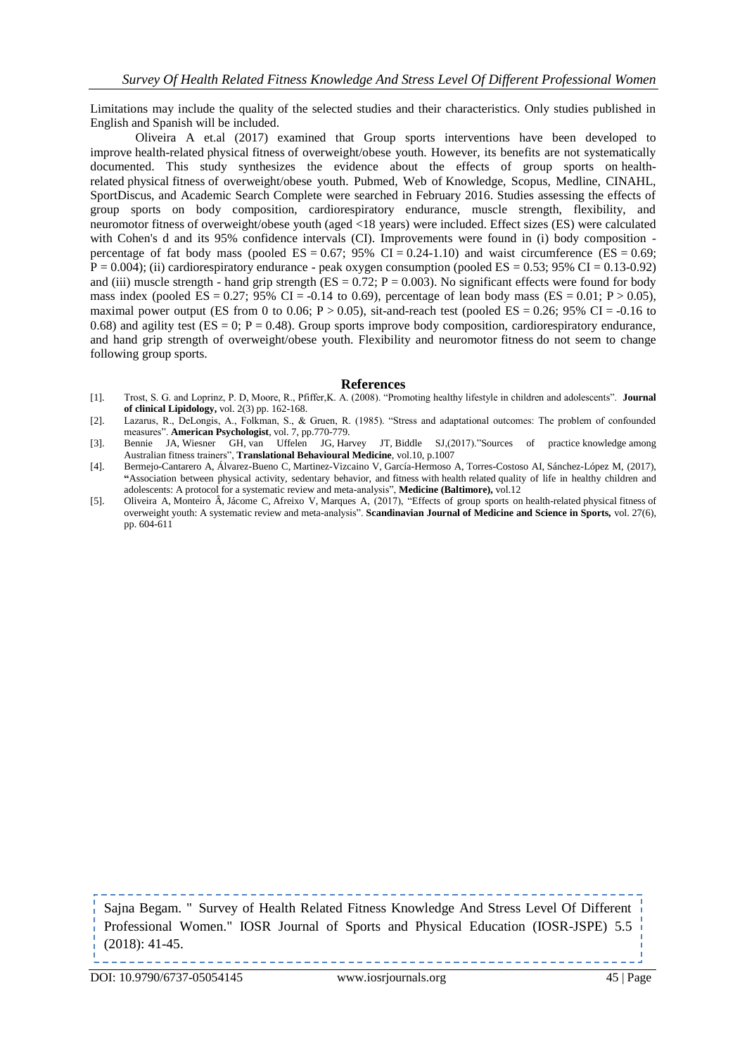Limitations may include the quality of the selected studies and their characteristics. Only studies published in English and Spanish will be included.

Oliveira A et.al (2017) examined that Group sports interventions have been developed to improve health-related physical fitness of overweight/obese youth. However, its benefits are not systematically documented. This study synthesizes the evidence about the effects of group sports on health-related physical fitness of overweight/obese youth. Pubmed, Web of Knowledge, Scopus, Medline, CINAHL, SportDiscus, and Academic Search Complete were searched in February 2016. Studies assessing the effects of group sports on body composition, cardiorespiratory endurance, muscle strength, flexibility, and neuromotor fitness of overweight/obese youth (aged <18 years) were included. Effect sizes (ES) were calculated with Cohen's d and its 95% confidence intervals (CI). Improvements were found in (i) body composition - percentage of fat body mass (pooled ES = 0.67; 95% CI = 0.24-1.10) and waist circumference (ES = 0.69; P = 0.004); (ii) cardiorespiratory endurance - peak oxygen consumption (pooled ES = 0.53; 95% CI = 0.13-0.92) and (iii) muscle strength - hand grip strength (ES = 0.72; P = 0.003). No significant effects were found for body mass index (pooled ES = 0.27; 95% CI = -0.14 to 0.69), percentage of lean body mass (ES = 0.01; P > 0.05), maximal power output (ES from 0 to 0.06; P > 0.05), sit-and-reach test (pooled ES = 0.26; 95% CI = -0.16 to 0.68) and agility test (ES = 0; P = 0.48). Group sports improve body composition, cardiorespiratory endurance, and hand grip strength of overweight/obese youth. Flexibility and neuromotor fitness do not seem to change following group sports.

## References

[1]. Trost, S. G. and Loprinz, P. D, Moore, R., Pfiffer,K. A. (2008). "Promoting healthy lifestyle in children and adolescents". **Journal of clinical Lipidology,** vol. 2(3) pp. 162-168.

[2]. Lazarus, R., DeLongis, A., Folkman, S., & Gruen, R. (1985). "Stress and adaptational outcomes: The problem of confounded measures". **American Psychologist**, vol. 7, pp.770-779.

[3]. Bennie JA, Wiesner GH, van Uffelen JG, Harvey JT, Biddle SJ,(2017)."Sources of practice knowledge among Australian fitness trainers", **Translational Behavioural Medicine**, vol.10, p.1007

[4]. Bermejo-Cantarero A, Álvarez-Bueno C, Martinez-Vizcaino V, García-Hermoso A, Torres-Costoso AI, Sánchez-López M, (2017), "Association between physical activity, sedentary behavior, and fitness with health related quality of life in healthy children and adolescents: A protocol for a systematic review and meta-analysis", **Medicine (Baltimore),** vol.12

[5]. Oliveira A, Monteiro Â, Jácome C, Afreixo V, Marques A, (2017), "Effects of group sports on health-related physical fitness of overweight youth: A systematic review and meta-analysis". **Scandinavian Journal of Medicine and Science in Sports,** vol. 27(6), pp. 604-611

Sajna Begam. " Survey of Health Related Fitness Knowledge And Stress Level Of Different Professional Women." IOSR Journal of Sports and Physical Education (IOSR-JSPE) 5.5 (2018): 41-45.